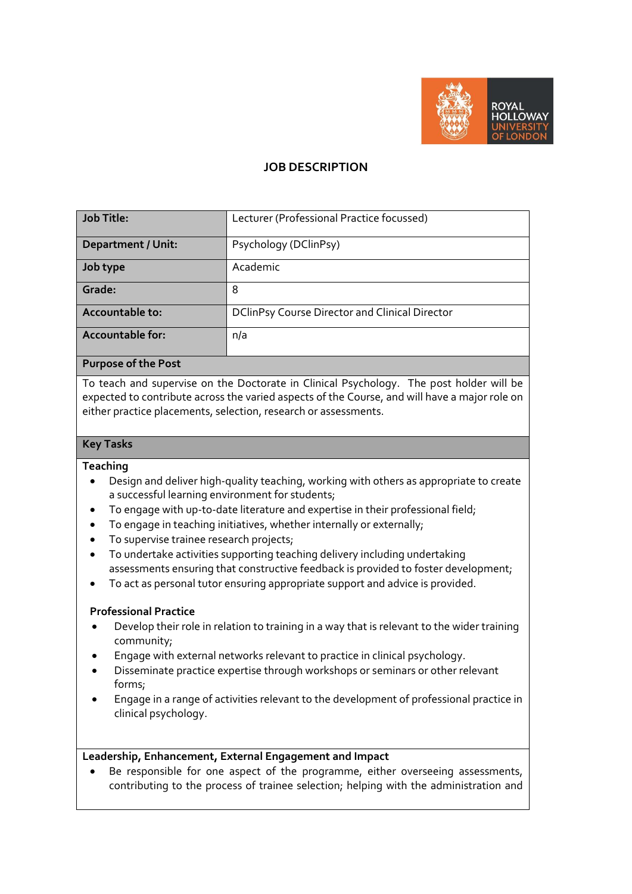# JOB DESCRIPTION

| Job Title: | Lecturer (Professional Practice focussed) |
|---|---|
| Department / Unit: | Psychology (DClinPsy) |
| Job type | Academic |
| Grade: | 8 |
| Accountable to: | DClinPsy Course Director and Clinical Director |
| Accountable for: | n/a |

## Purpose of the Post

To teach and supervise on the Doctorate in Clinical Psychology. The post holder will be expected to contribute across the varied aspects of the Course, and will have a major role on either practice placements, selection, research or assessments.

## Key Tasks

### Teaching

- Design and deliver high-quality teaching, working with others as appropriate to create a successful learning environment for students;
- To engage with up-to-date literature and expertise in their professional field;
- To engage in teaching initiatives, whether internally or externally;
- To supervise trainee research projects;
- To undertake activities supporting teaching delivery including undertaking assessments ensuring that constructive feedback is provided to foster development;
- To act as personal tutor ensuring appropriate support and advice is provided.

### Professional Practice

- Develop their role in relation to training in a way that is relevant to the wider training community;
- Engage with external networks relevant to practice in clinical psychology.
- Disseminate practice expertise through workshops or seminars or other relevant forms;
- Engage in a range of activities relevant to the development of professional practice in clinical psychology.

### Leadership, Enhancement, External Engagement and Impact

- Be responsible for one aspect of the programme, either overseeing assessments, contributing to the process of trainee selection; helping with the administration and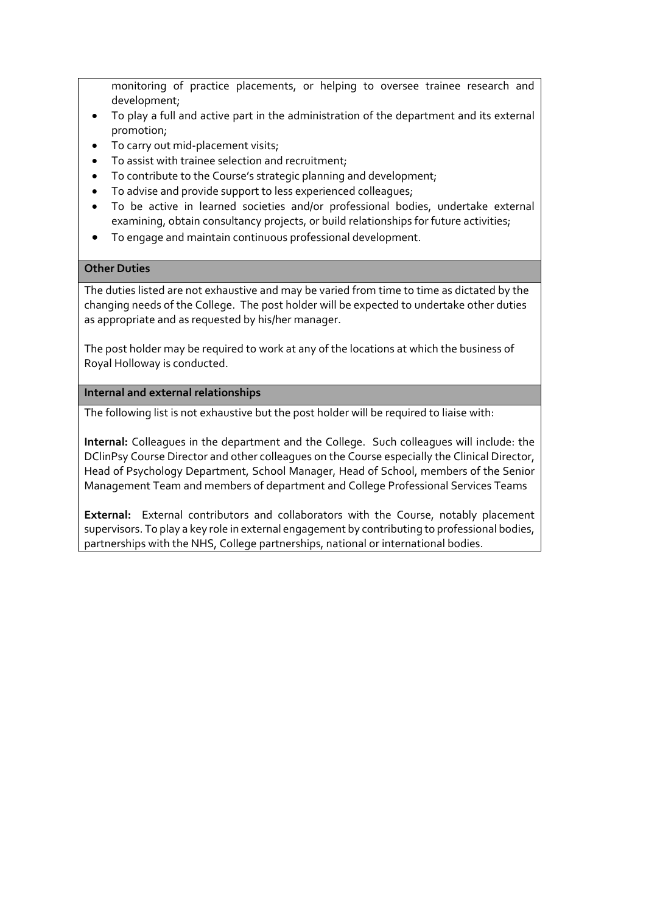monitoring of practice placements, or helping to oversee trainee research and development;

- To play a full and active part in the administration of the department and its external promotion;
- To carry out mid-placement visits;
- To assist with trainee selection and recruitment;
- To contribute to the Course's strategic planning and development;
- To advise and provide support to less experienced colleagues;
- To be active in learned societies and/or professional bodies, undertake external examining, obtain consultancy projects, or build relationships for future activities;
- To engage and maintain continuous professional development.

## Other Duties

The duties listed are not exhaustive and may be varied from time to time as dictated by the changing needs of the College. The post holder will be expected to undertake other duties as appropriate and as requested by his/her manager.

The post holder may be required to work at any of the locations at which the business of Royal Holloway is conducted.

## Internal and external relationships

The following list is not exhaustive but the post holder will be required to liaise with:

**Internal:** Colleagues in the department and the College. Such colleagues will include: the DClinPsy Course Director and other colleagues on the Course especially the Clinical Director, Head of Psychology Department, School Manager, Head of School, members of the Senior Management Team and members of department and College Professional Services Teams

**External:** External contributors and collaborators with the Course, notably placement supervisors. To play a key role in external engagement by contributing to professional bodies, partnerships with the NHS, College partnerships, national or international bodies.